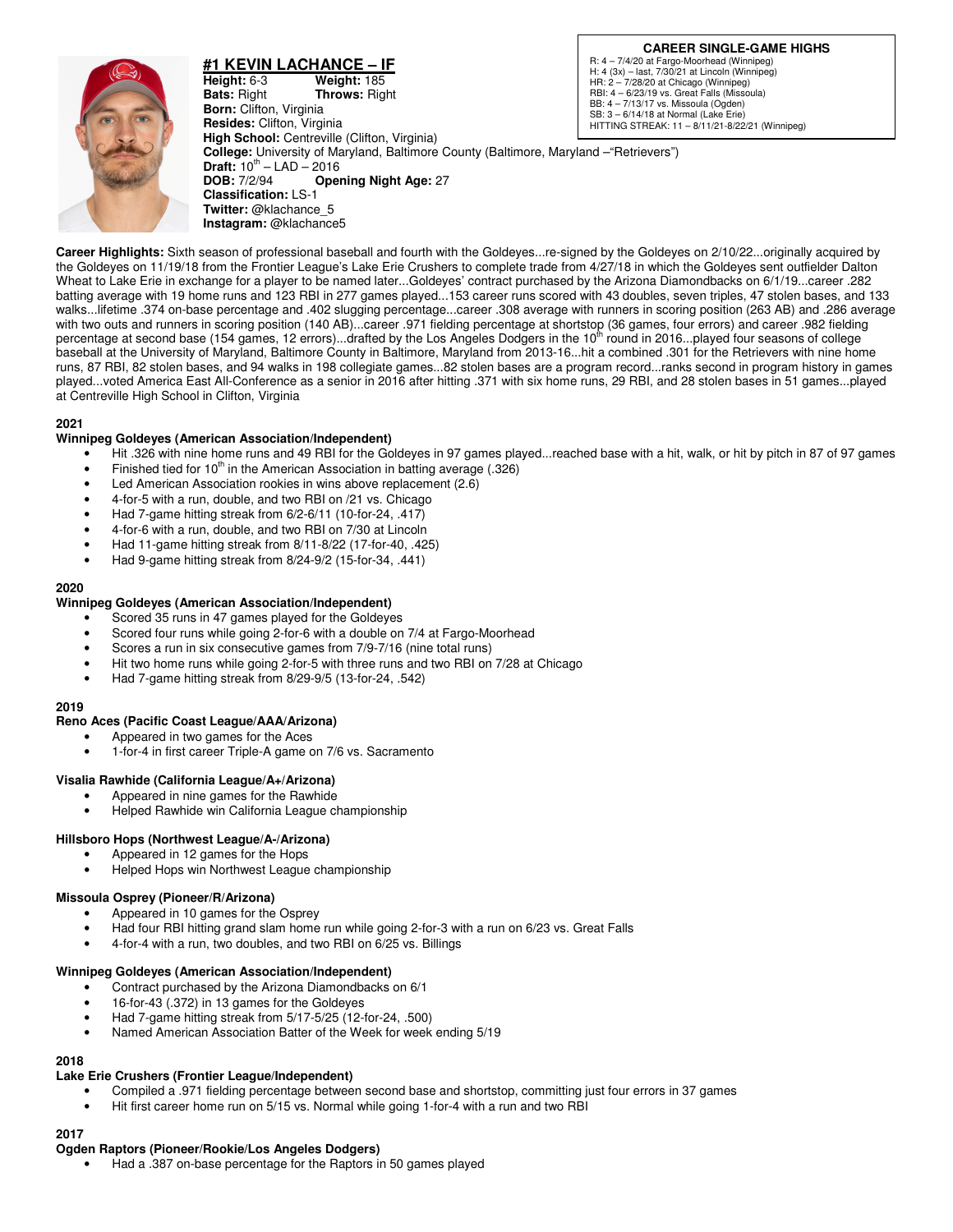## #1 KEVIN LACHANCE – IF

**Height:** 6-3 **Weight:** 185
**Bats:** Right **Throws:** Right
**Born:** Clifton, Virginia
**Resides:** Clifton, Virginia
**High School:** Centreville (Clifton, Virginia)
**College:** University of Maryland, Baltimore County (Baltimore, Maryland –"Retrievers")
**Draft:** 10th – LAD – 2016
**DOB:** 7/2/94 **Opening Night Age:** 27
**Classification:** LS-1
**Twitter:** @klachance_5
**Instagram:** @klachance5

**CAREER SINGLE-GAME HIGHS**
R: 4 – 7/4/20 at Fargo-Moorhead (Winnipeg)
H: 4 (3x) – last, 7/30/21 at Lincoln (Winnipeg)
HR: 2 – 7/28/20 at Chicago (Winnipeg)
RBI: 4 – 6/23/19 vs. Great Falls (Missoula)
BB: 4 – 7/13/17 vs. Missoula (Ogden)
SB: 3 – 6/14/18 at Normal (Lake Erie)
HITTING STREAK: 11 – 8/11/21-8/22/21 (Winnipeg)

**Career Highlights:** Sixth season of professional baseball and fourth with the Goldeyes...re-signed by the Goldeyes on 2/10/22...originally acquired by the Goldeyes on 11/19/18 from the Frontier League's Lake Erie Crushers to complete trade from 4/27/18 in which the Goldeyes sent outfielder Dalton Wheat to Lake Erie in exchange for a player to be named later...Goldeyes' contract purchased by the Arizona Diamondbacks on 6/1/19...career .282 batting average with 19 home runs and 123 RBI in 277 games played...153 career runs scored with 43 doubles, seven triples, 47 stolen bases, and 133 walks...lifetime .374 on-base percentage and .402 slugging percentage...career .308 average with runners in scoring position (263 AB) and .286 average with two outs and runners in scoring position (140 AB)...career .971 fielding percentage at shortstop (36 games, four errors) and career .982 fielding percentage at second base (154 games, 12 errors)...drafted by the Los Angeles Dodgers in the 10th round in 2016...played four seasons of college baseball at the University of Maryland, Baltimore County in Baltimore, Maryland from 2013-16...hit a combined .301 for the Retrievers with nine home runs, 87 RBI, 82 stolen bases, and 94 walks in 198 collegiate games...82 stolen bases are a program record...ranks second in program history in games played...voted America East All-Conference as a senior in 2016 after hitting .371 with six home runs, 29 RBI, and 28 stolen bases in 51 games...played at Centreville High School in Clifton, Virginia

### 2021

**Winnipeg Goldeyes (American Association/Independent)**
- Hit .326 with nine home runs and 49 RBI for the Goldeyes in 97 games played...reached base with a hit, walk, or hit by pitch in 87 of 97 games
- Finished tied for 10th in the American Association in batting average (.326)
- Led American Association rookies in wins above replacement (2.6)
- 4-for-5 with a run, double, and two RBI on /21 vs. Chicago
- Had 7-game hitting streak from 6/2-6/11 (10-for-24, .417)
- 4-for-6 with a run, double, and two RBI on 7/30 at Lincoln
- Had 11-game hitting streak from 8/11-8/22 (17-for-40, .425)
- Had 9-game hitting streak from 8/24-9/2 (15-for-34, .441)

### 2020

**Winnipeg Goldeyes (American Association/Independent)**
- Scored 35 runs in 47 games played for the Goldeyes
- Scored four runs while going 2-for-6 with a double on 7/4 at Fargo-Moorhead
- Scores a run in six consecutive games from 7/9-7/16 (nine total runs)
- Hit two home runs while going 2-for-5 with three runs and two RBI on 7/28 at Chicago
- Had 7-game hitting streak from 8/29-9/5 (13-for-24, .542)

### 2019

**Reno Aces (Pacific Coast League/AAA/Arizona)**
- Appeared in two games for the Aces
- 1-for-4 in first career Triple-A game on 7/6 vs. Sacramento

**Visalia Rawhide (California League/A+/Arizona)**
- Appeared in nine games for the Rawhide
- Helped Rawhide win California League championship

**Hillsboro Hops (Northwest League/A-/Arizona)**
- Appeared in 12 games for the Hops
- Helped Hops win Northwest League championship

**Missoula Osprey (Pioneer/R/Arizona)**
- Appeared in 10 games for the Osprey
- Had four RBI hitting grand slam home run while going 2-for-3 with a run on 6/23 vs. Great Falls
- 4-for-4 with a run, two doubles, and two RBI on 6/25 vs. Billings

**Winnipeg Goldeyes (American Association/Independent)**
- Contract purchased by the Arizona Diamondbacks on 6/1
- 16-for-43 (.372) in 13 games for the Goldeyes
- Had 7-game hitting streak from 5/17-5/25 (12-for-24, .500)
- Named American Association Batter of the Week for week ending 5/19

### 2018

**Lake Erie Crushers (Frontier League/Independent)**
- Compiled a .971 fielding percentage between second base and shortstop, committing just four errors in 37 games
- Hit first career home run on 5/15 vs. Normal while going 1-for-4 with a run and two RBI

### 2017

**Ogden Raptors (Pioneer/Rookie/Los Angeles Dodgers)**
- Had a .387 on-base percentage for the Raptors in 50 games played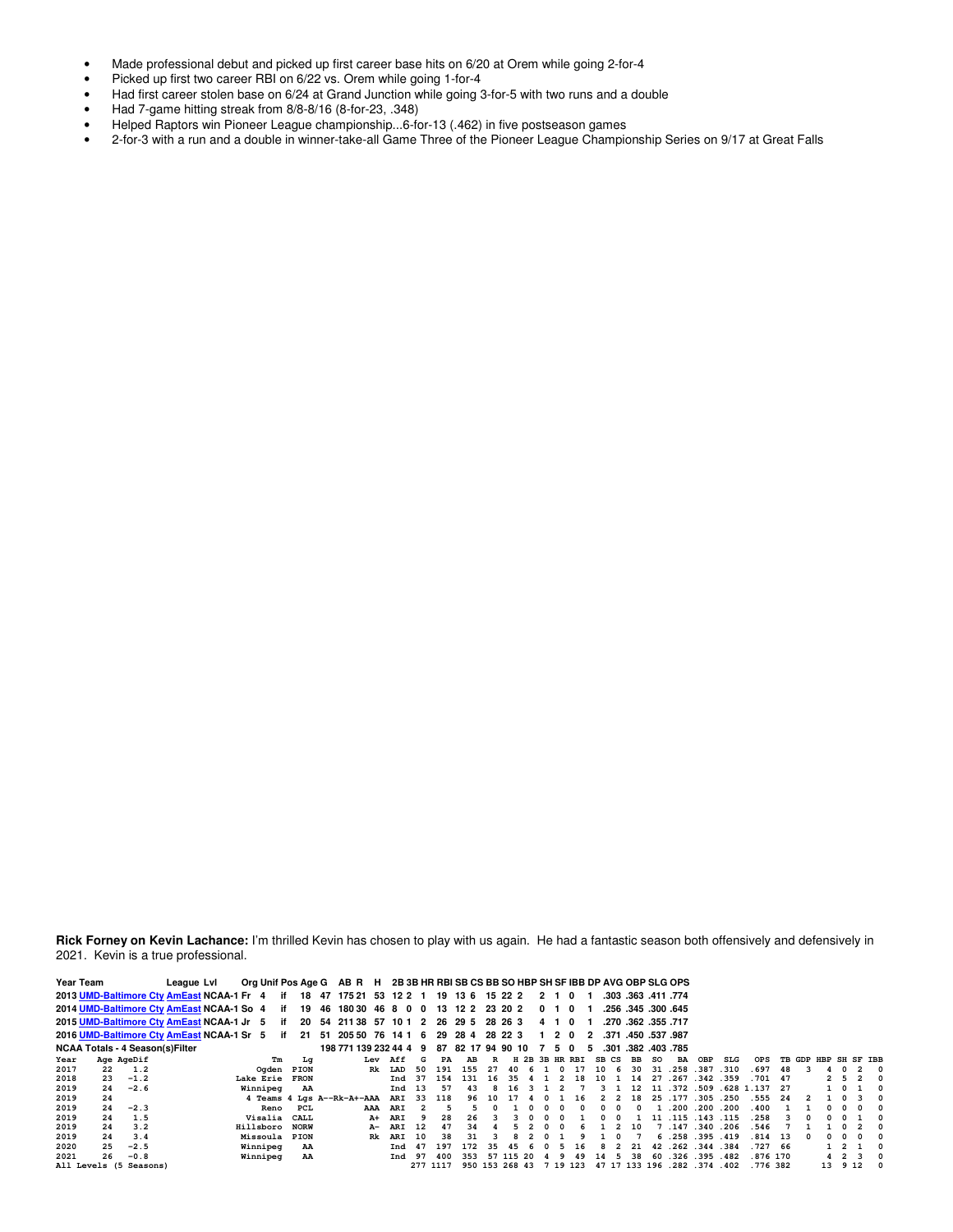- Made professional debut and picked up first career base hits on 6/20 at Orem while going 2-for-4
- Picked up first two career RBI on 6/22 vs. Orem while going 1-for-4
- Had first career stolen base on 6/24 at Grand Junction while going 3-for-5 with two runs and a double
- Had 7-game hitting streak from 8/8-8/16 (8-for-23, .348)
- Helped Raptors win Pioneer League championship...6-for-13 (.462) in five postseason games
- 2-for-3 with a run and a double in winner-take-all Game Three of the Pioneer League Championship Series on 9/17 at Great Falls

**Rick Forney on Kevin Lachance:** I'm thrilled Kevin has chosen to play with us again. He had a fantastic season both offensively and defensively in 2021. Kevin is a true professional.

| Year | Team | League | Lvl | Org | Unif | Pos | Age | G | AB | R | H | 2B | 3B | HR | RBI | SB | CS | BB | SO | HBP | SH | SF | IBB | DP | AVG | OBP | SLG | OPS |
|---|---|---|---|---|---|---|---|---|---|---|---|---|---|---|---|---|---|---|---|---|---|---|---|---|---|---|---|---|
| 2013 | UMD-Baltimore Cty | AmEast | NCAA-1 | Fr | 4 | if | 18 | 47 | 175 | 21 | 53 | 12 | 2 | 1 | 19 | 13 | 6 | 15 | 22 | 2 | 2 | 1 | 0 | 1 | .303 | .363 | .411 | .774 |
| 2014 | UMD-Baltimore Cty | AmEast | NCAA-1 | So | 4 | if | 19 | 46 | 180 | 30 | 46 | 8 | 0 | 0 | 13 | 12 | 2 | 23 | 20 | 2 | 0 | 1 | 0 | 1 | .256 | .345 | .300 | .645 |
| 2015 | UMD-Baltimore Cty | AmEast | NCAA-1 | Jr | 5 | if | 20 | 54 | 211 | 38 | 57 | 10 | 1 | 2 | 26 | 29 | 5 | 28 | 26 | 3 | 4 | 1 | 0 | 1 | .270 | .362 | .355 | .717 |
| 2016 | UMD-Baltimore Cty | AmEast | NCAA-1 | Sr | 5 | if | 21 | 51 | 205 | 50 | 76 | 14 | 1 | 6 | 29 | 28 | 4 | 28 | 22 | 3 | 1 | 2 | 0 | 2 | .371 | .450 | .537 | .987 |
| NCAA Totals - 4 Season(s)Filter | | | | | | | | 198 | 771 | 139 | 232 | 44 | 4 | 9 | 87 | 82 | 17 | 94 | 90 | 10 | 7 | 5 | 0 | 5 | .301 | .382 | .403 | .785 |

| Year | Age | AgeDif | Tm | Lg | Lev | Aff | G | PA | AB | R | H | 2B | 3B | HR | RBI | SB | CS | BB | SO | BA | OBP | SLG | OPS | TB | GDP | HBP | SH | SF | IBB |
|---|---|---|---|---|---|---|---|---|---|---|---|---|---|---|---|---|---|---|---|---|---|---|---|---|---|---|---|---|---|
| 2017 | 22 | 1.2 | Ogden | PION | Rk | LAD | 50 | 191 | 155 | 27 | 40 | 6 | 1 | 0 | 17 | 10 | 6 | 30 | 31 | .258 | .387 | .310 | .697 | 48 | 3 | 4 | 0 | 2 | 0 |
| 2018 | 23 | -1.2 | Lake Erie | FRON | | Ind | 37 | 154 | 131 | 16 | 35 | 4 | 1 | 2 | 18 | 10 | 1 | 14 | 27 | .267 | .342 | .359 | .701 | 47 | | 2 | 5 | 2 | 0 |
| 2019 | 24 | -2.6 | Winnipeg | AA | | Ind | 13 | 57 | 43 | 8 | 16 | 3 | 1 | 2 | 7 | 3 | 1 | 12 | 11 | .372 | .509 | .628 | 1.137 | 27 | | 1 | 0 | 1 | 0 |
| 2019 | 24 | | 4 Teams | 4 Lgs | A--Rk-A+-AAA | ARI | 33 | 118 | 96 | 10 | 17 | 4 | 0 | 1 | 16 | 2 | 2 | 18 | 25 | .177 | .305 | .250 | .555 | 24 | 2 | 1 | 0 | 3 | 0 |
| 2019 | 24 | -2.3 | Reno | PCL | AAA | ARI | 2 | 5 | 5 | 0 | 1 | 0 | 0 | 0 | 0 | 0 | 0 | 0 | 1 | .200 | .200 | .200 | .400 | 1 | 1 | 0 | 0 | 0 | 0 |
| 2019 | 24 | 1.5 | Visalia | CALL | A+ | ARI | 9 | 28 | 26 | 3 | 3 | 0 | 0 | 0 | 1 | 0 | 0 | 1 | 11 | .115 | .143 | .115 | .258 | 3 | 0 | 0 | 0 | 1 | 0 |
| 2019 | 24 | 3.2 | Hillsboro | NORW | A- | ARI | 12 | 47 | 34 | 4 | 5 | 2 | 0 | 0 | 6 | 1 | 2 | 10 | 7 | .147 | .340 | .206 | .546 | 7 | 1 | 1 | 0 | 2 | 0 |
| 2019 | 24 | 3.4 | Missoula | PION | Rk | ARI | 10 | 38 | 31 | 3 | 8 | 2 | 0 | 1 | 9 | 1 | 0 | 7 | 6 | .258 | .395 | .419 | .814 | 13 | 0 | 0 | 0 | 0 | 0 |
| 2020 | 25 | -2.5 | Winnipeg | AA | | Ind | 47 | 197 | 172 | 35 | 45 | 6 | 0 | 5 | 16 | 8 | 2 | 21 | 42 | .262 | .344 | .384 | .727 | 66 | | 1 | 2 | 1 | 0 |
| 2021 | 26 | -0.8 | Winnipeg | AA | | Ind | 97 | 400 | 353 | 57 | 115 | 20 | 4 | 9 | 49 | 14 | 5 | 38 | 60 | .326 | .395 | .482 | .876 | 170 | | 4 | 2 | 3 | 0 |
| All Levels (5 Seasons) | | | | | | | 277 | 1117 | 950 | 153 | 268 | 43 | 7 | 19 | 123 | 47 | 17 | 133 | 196 | .282 | .374 | .402 | .776 | 382 | | 13 | 9 | 12 | 0 |